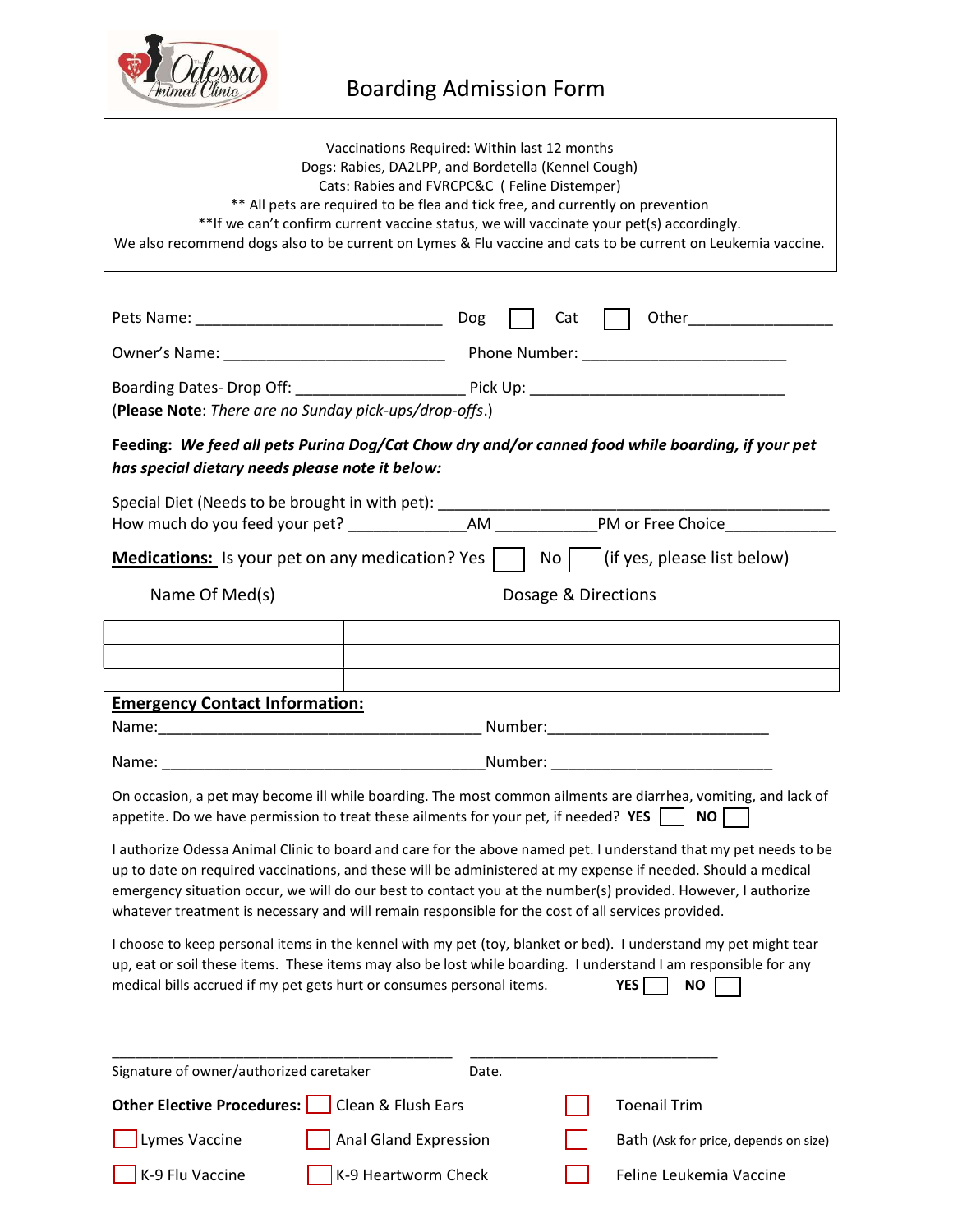# Boarding Admission Form

Vaccinations Required: Within last 12 months
Dogs: Rabies, DA2LPP, and Bordetella (Kennel Cough)
Cats: Rabies and FVRCPC&C ( Feline Distemper)
** All pets are required to be flea and tick free, and currently on prevention
**If we can't confirm current vaccine status, we will vaccinate your pet(s) accordingly.
We also recommend dogs also to be current on Lymes & Flu vaccine and cats to be current on Leukemia vaccine.

Pets Name: ____________________________ Dog ☐ Cat ☐ Other________________

Owner's Name: _________________________ Phone Number: _______________________

Boarding Dates- Drop Off: ___________________ Pick Up: _____________________________
(**Please Note**: *There are no Sunday pick-ups/drop-offs*.)

**Feeding:** ***We feed all pets Purina Dog/Cat Chow dry and/or canned food while boarding, if your pet has special dietary needs please note it below:***

Special Diet (Needs to be brought in with pet): ___________________________________________
How much do you feed your pet? _____________AM ___________PM or Free Choice____________

**Medications:** Is your pet on any medication? Yes ☐ No ☐ (if yes, please list below)

| Name Of Med(s) | Dosage & Directions |
|---|---|
| | |
| | |
| | |

**Emergency Contact Information:**

Name:____________________________________ Number:________________________

Name: ____________________________________Number: ________________________

On occasion, a pet may become ill while boarding. The most common ailments are diarrhea, vomiting, and lack of appetite. Do we have permission to treat these ailments for your pet, if needed? **YES** ☐ **NO** ☐

I authorize Odessa Animal Clinic to board and care for the above named pet. I understand that my pet needs to be up to date on required vaccinations, and these will be administered at my expense if needed. Should a medical emergency situation occur, we will do our best to contact you at the number(s) provided. However, I authorize whatever treatment is necessary and will remain responsible for the cost of all services provided.

I choose to keep personal items in the kennel with my pet (toy, blanket or bed). I understand my pet might tear up, eat or soil these items. These items may also be lost while boarding. I understand I am responsible for any medical bills accrued if my pet gets hurt or consumes personal items. **YES** ☐ **NO** ☐

______________________________________ ____________________________
Signature of owner/authorized caretaker Date.

**Other Elective Procedures:** ☐ Clean & Flush Ears ☐ Toenail Trim

☐ Lymes Vaccine ☐ Anal Gland Expression ☐ Bath (Ask for price, depends on size)

☐ K-9 Flu Vaccine ☐ K-9 Heartworm Check ☐ Feline Leukemia Vaccine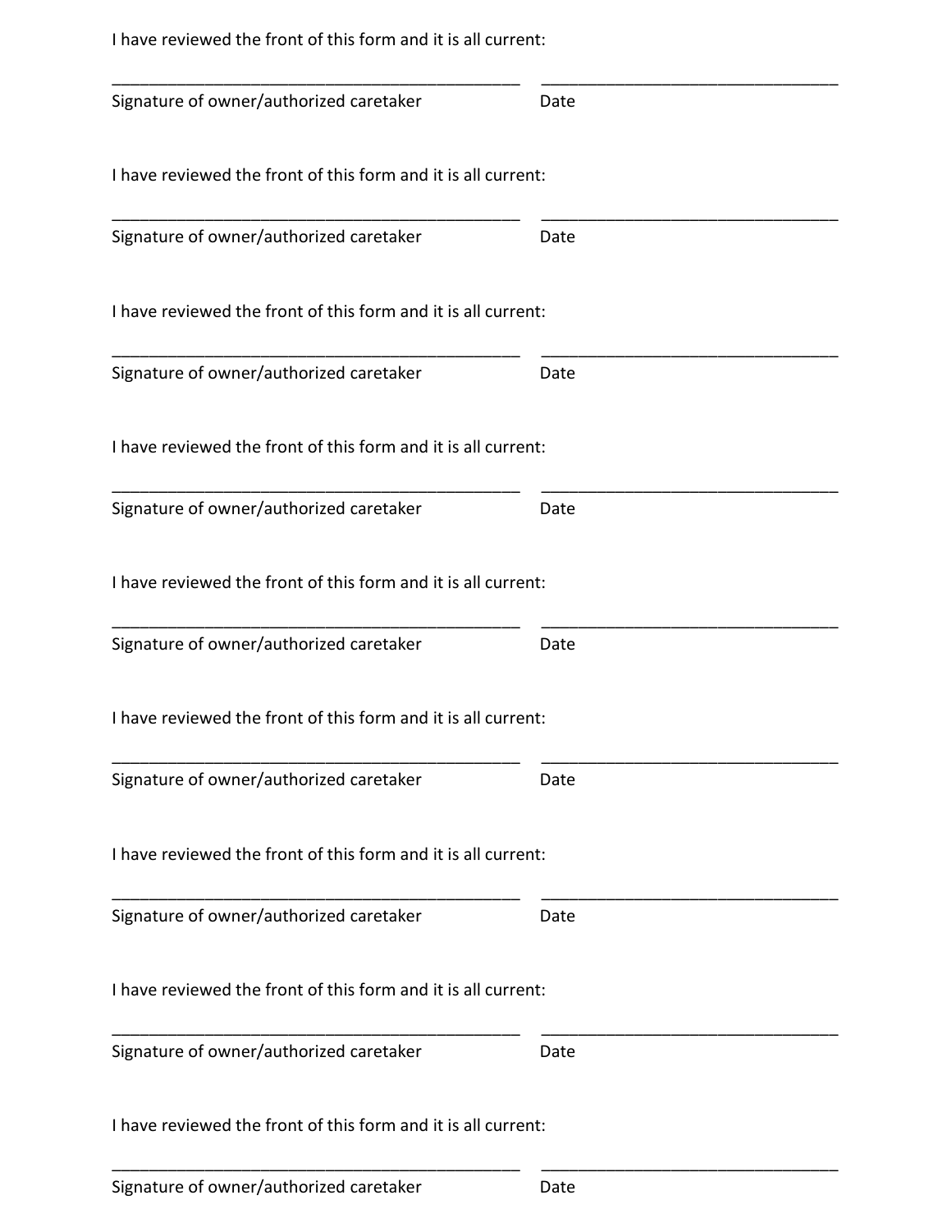I have reviewed the front of this form and it is all current:

_______________________________________________ _________________________________

Signature of owner/authorized caretaker Date

I have reviewed the front of this form and it is all current:

_______________________________________________ _________________________________

Signature of owner/authorized caretaker Date

I have reviewed the front of this form and it is all current:

_______________________________________________ _________________________________

Signature of owner/authorized caretaker Date

I have reviewed the front of this form and it is all current:

_______________________________________________ _________________________________

Signature of owner/authorized caretaker Date

I have reviewed the front of this form and it is all current:

_______________________________________________ _________________________________

Signature of owner/authorized caretaker Date

I have reviewed the front of this form and it is all current:

_______________________________________________ _________________________________

Signature of owner/authorized caretaker Date

I have reviewed the front of this form and it is all current:

_______________________________________________ _________________________________

Signature of owner/authorized caretaker Date

I have reviewed the front of this form and it is all current:

_______________________________________________ _________________________________

Signature of owner/authorized caretaker Date

I have reviewed the front of this form and it is all current:

_______________________________________________ _________________________________

Signature of owner/authorized caretaker Date